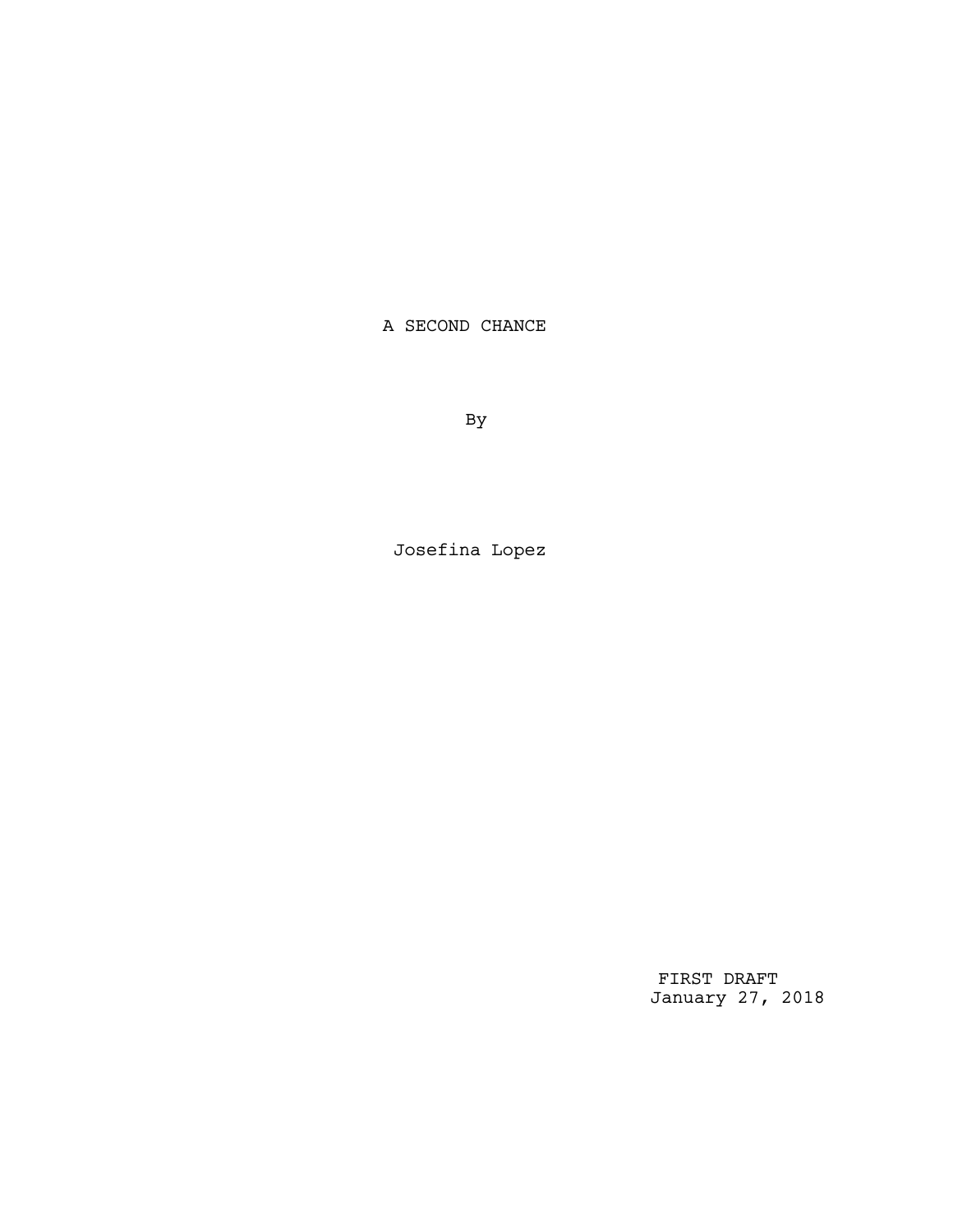# A SECOND CHANCE

By

Josefina Lopez

FIRST DRAFT
January 27, 2018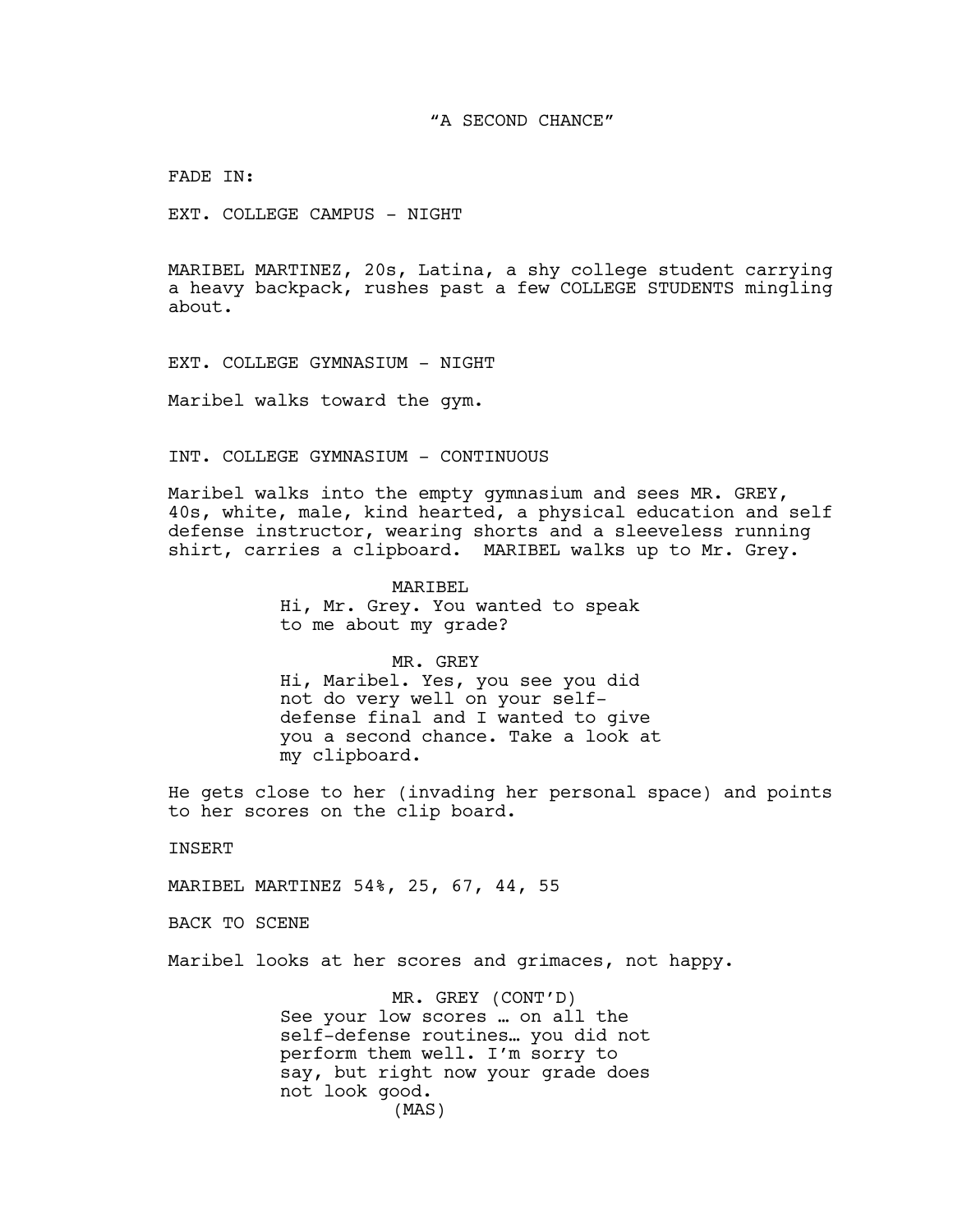"A SECOND CHANCE"

FADE IN:

EXT. COLLEGE CAMPUS - NIGHT

MARIBEL MARTINEZ, 20s, Latina, a shy college student carrying a heavy backpack, rushes past a few COLLEGE STUDENTS mingling about.

EXT. COLLEGE GYMNASIUM - NIGHT

Maribel walks toward the gym.

INT. COLLEGE GYMNASIUM - CONTINUOUS

Maribel walks into the empty gymnasium and sees MR. GREY, 40s, white, male, kind hearted, a physical education and self defense instructor, wearing shorts and a sleeveless running shirt, carries a clipboard. MARIBEL walks up to Mr. Grey.

MARIBEL
Hi, Mr. Grey. You wanted to speak to me about my grade?

MR. GREY
Hi, Maribel. Yes, you see you did not do very well on your self-defense final and I wanted to give you a second chance. Take a look at my clipboard.

He gets close to her (invading her personal space) and points to her scores on the clip board.

INSERT

MARIBEL MARTINEZ 54%, 25, 67, 44, 55

BACK TO SCENE

Maribel looks at her scores and grimaces, not happy.

MR. GREY (CONT'D)
See your low scores … on all the self-defense routines… you did not perform them well. I'm sorry to say, but right now your grade does not look good.
(MAS)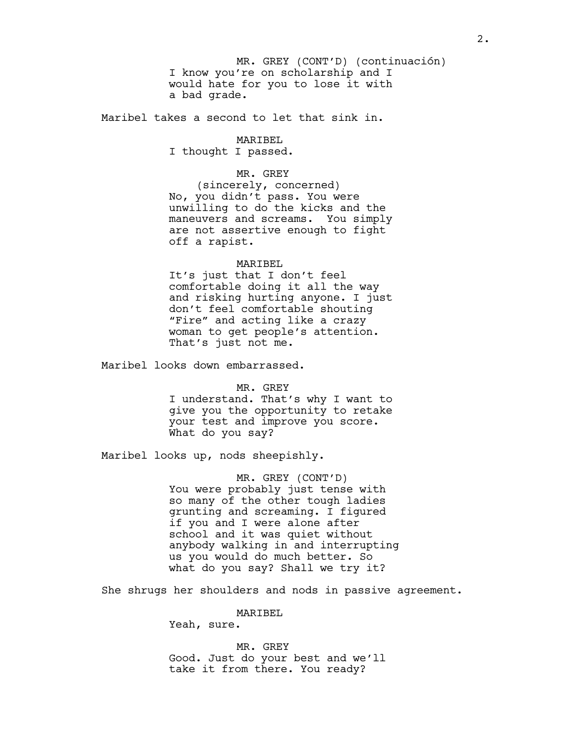MR. GREY (CONT'D) (continuación)
I know you're on scholarship and I would hate for you to lose it with a bad grade.

Maribel takes a second to let that sink in.

MARIBEL
I thought I passed.

MR. GREY
(sincerely, concerned)
No, you didn't pass. You were unwilling to do the kicks and the maneuvers and screams. You simply are not assertive enough to fight off a rapist.

MARIBEL
It's just that I don't feel comfortable doing it all the way and risking hurting anyone. I just don't feel comfortable shouting "Fire" and acting like a crazy woman to get people's attention. That's just not me.

Maribel looks down embarrassed.

MR. GREY
I understand. That's why I want to give you the opportunity to retake your test and improve you score. What do you say?

Maribel looks up, nods sheepishly.

MR. GREY (CONT'D)
You were probably just tense with so many of the other tough ladies grunting and screaming. I figured if you and I were alone after school and it was quiet without anybody walking in and interrupting us you would do much better. So what do you say? Shall we try it?

She shrugs her shoulders and nods in passive agreement.

MARIBEL
Yeah, sure.

MR. GREY
Good. Just do your best and we'll take it from there. You ready?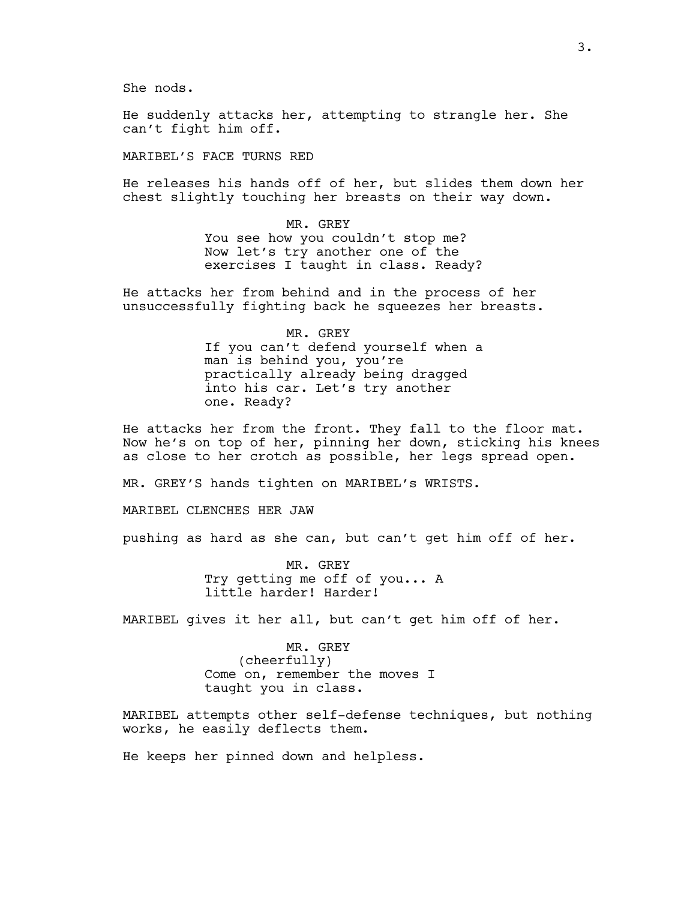She nods.

He suddenly attacks her, attempting to strangle her. She can't fight him off.

MARIBEL'S FACE TURNS RED

He releases his hands off of her, but slides them down her chest slightly touching her breasts on their way down.

MR. GREY
You see how you couldn't stop me? Now let's try another one of the exercises I taught in class. Ready?

He attacks her from behind and in the process of her unsuccessfully fighting back he squeezes her breasts.

MR. GREY
If you can't defend yourself when a man is behind you, you're practically already being dragged into his car. Let's try another one. Ready?

He attacks her from the front. They fall to the floor mat. Now he's on top of her, pinning her down, sticking his knees as close to her crotch as possible, her legs spread open.

MR. GREY'S hands tighten on MARIBEL's WRISTS.

MARIBEL CLENCHES HER JAW

pushing as hard as she can, but can't get him off of her.

MR. GREY
Try getting me off of you... A little harder! Harder!

MARIBEL gives it her all, but can't get him off of her.

MR. GREY
(cheerfully)
Come on, remember the moves I taught you in class.

MARIBEL attempts other self-defense techniques, but nothing works, he easily deflects them.

He keeps her pinned down and helpless.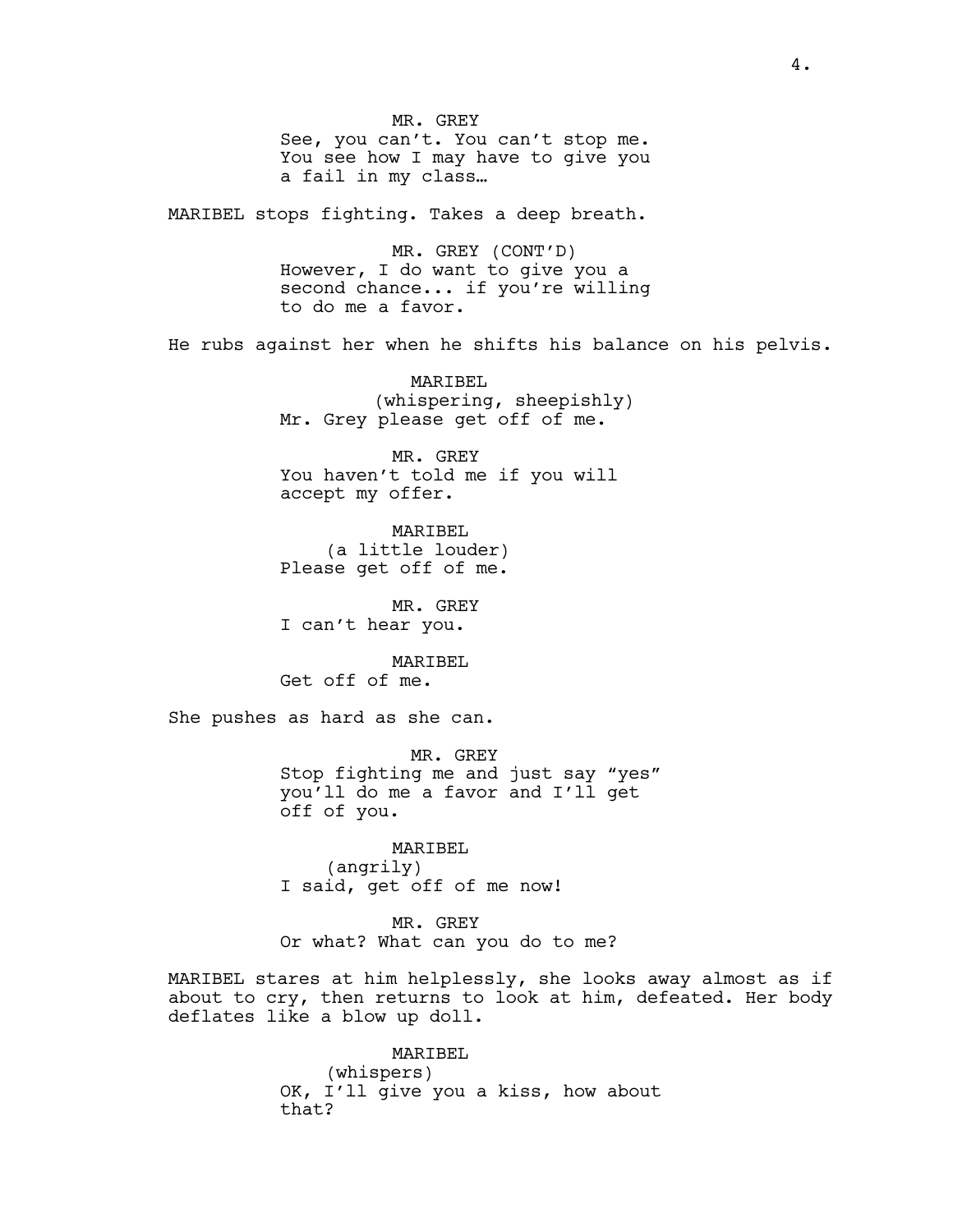MR. GREY
See, you can't. You can't stop me. You see how I may have to give you a fail in my class…

MARIBEL stops fighting. Takes a deep breath.

MR. GREY (CONT'D)
However, I do want to give you a second chance... if you're willing to do me a favor.

He rubs against her when he shifts his balance on his pelvis.

MARIBEL
(whispering, sheepishly)
Mr. Grey please get off of me.

MR. GREY
You haven't told me if you will accept my offer.

MARIBEL
(a little louder)
Please get off of me.

MR. GREY
I can't hear you.

MARIBEL
Get off of me.

She pushes as hard as she can.

MR. GREY
Stop fighting me and just say "yes" you'll do me a favor and I'll get off of you.

MARIBEL
(angrily)
I said, get off of me now!

MR. GREY
Or what? What can you do to me?

MARIBEL stares at him helplessly, she looks away almost as if about to cry, then returns to look at him, defeated. Her body deflates like a blow up doll.

MARIBEL
(whispers)
OK, I'll give you a kiss, how about that?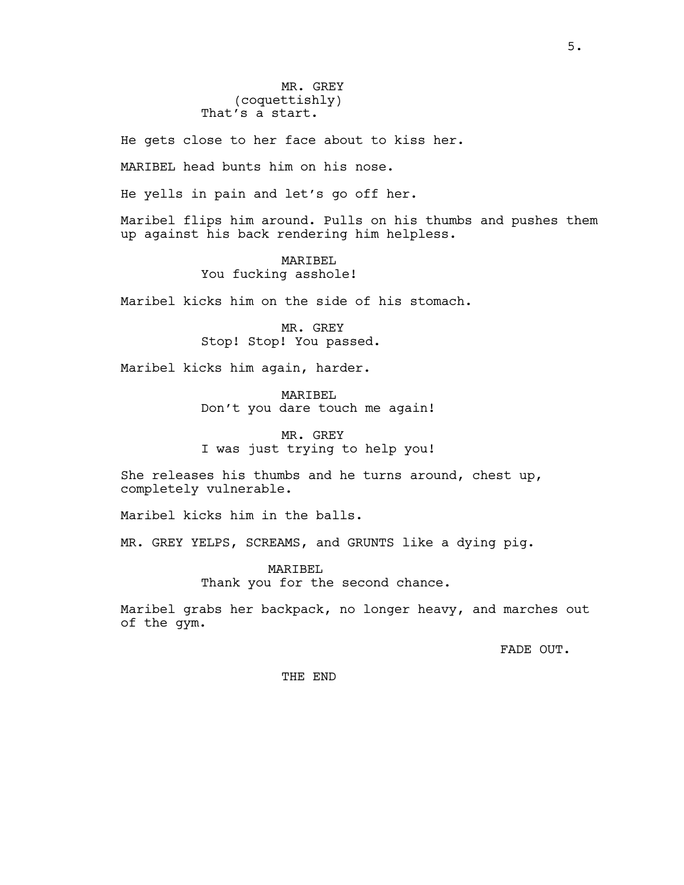MR. GREY
(coquettishly)
That's a start.

He gets close to her face about to kiss her.

MARIBEL head bunts him on his nose.

He yells in pain and let's go off her.

Maribel flips him around. Pulls on his thumbs and pushes them up against his back rendering him helpless.

MARIBEL
You fucking asshole!

Maribel kicks him on the side of his stomach.

MR. GREY
Stop! Stop! You passed.

Maribel kicks him again, harder.

MARIBEL
Don't you dare touch me again!

MR. GREY
I was just trying to help you!

She releases his thumbs and he turns around, chest up, completely vulnerable.

Maribel kicks him in the balls.

MR. GREY YELPS, SCREAMS, and GRUNTS like a dying pig.

MARIBEL
Thank you for the second chance.

Maribel grabs her backpack, no longer heavy, and marches out of the gym.

FADE OUT.

THE END